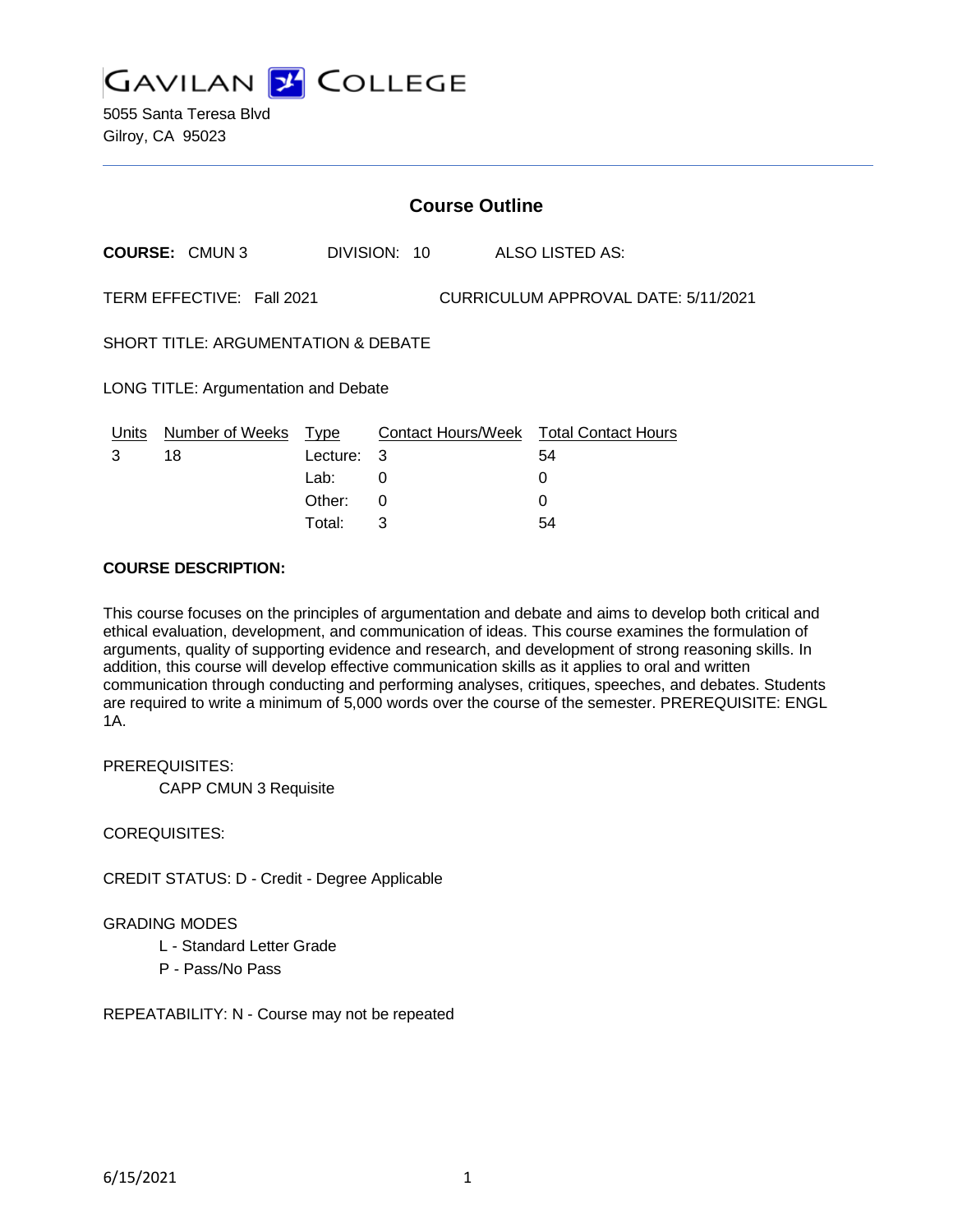**GAVILAN COLLEGE**

5055 Santa Teresa Blvd
Gilroy, CA 95023

## Course Outline

**COURSE:** CMUN 3 DIVISION: 10 ALSO LISTED AS:

TERM EFFECTIVE: Fall 2021 CURRICULUM APPROVAL DATE: 5/11/2021

SHORT TITLE: ARGUMENTATION & DEBATE

LONG TITLE: Argumentation and Debate

| Units | Number of Weeks | Type | Contact Hours/Week | Total Contact Hours |
|---|---|---|---|---|
| 3 | 18 | Lecture: | 3 | 54 |
| | | Lab: | 0 | 0 |
| | | Other: | 0 | 0 |
| | | Total: | 3 | 54 |

**COURSE DESCRIPTION:**

This course focuses on the principles of argumentation and debate and aims to develop both critical and ethical evaluation, development, and communication of ideas. This course examines the formulation of arguments, quality of supporting evidence and research, and development of strong reasoning skills. In addition, this course will develop effective communication skills as it applies to oral and written communication through conducting and performing analyses, critiques, speeches, and debates. Students are required to write a minimum of 5,000 words over the course of the semester. PREREQUISITE: ENGL 1A.

PREREQUISITES:

CAPP CMUN 3 Requisite

COREQUISITES:

CREDIT STATUS: D - Credit - Degree Applicable

GRADING MODES

L - Standard Letter Grade

P - Pass/No Pass

REPEATABILITY: N - Course may not be repeated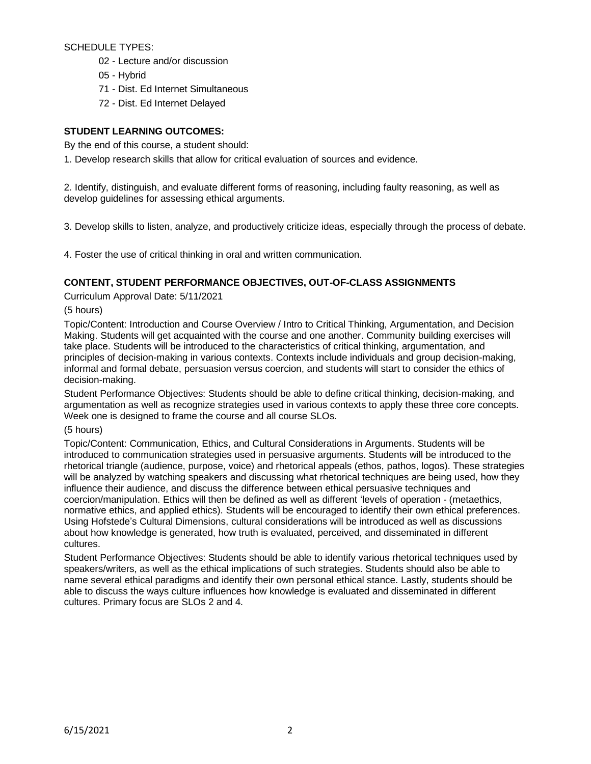SCHEDULE TYPES:

- 02 - Lecture and/or discussion
- 05 - Hybrid
- 71 - Dist. Ed Internet Simultaneous
- 72 - Dist. Ed Internet Delayed

## STUDENT LEARNING OUTCOMES:

By the end of this course, a student should:

1. Develop research skills that allow for critical evaluation of sources and evidence.

2. Identify, distinguish, and evaluate different forms of reasoning, including faulty reasoning, as well as develop guidelines for assessing ethical arguments.

3. Develop skills to listen, analyze, and productively criticize ideas, especially through the process of debate.

4. Foster the use of critical thinking in oral and written communication.

## CONTENT, STUDENT PERFORMANCE OBJECTIVES, OUT-OF-CLASS ASSIGNMENTS

Curriculum Approval Date: 5/11/2021

(5 hours)

Topic/Content: Introduction and Course Overview / Intro to Critical Thinking, Argumentation, and Decision Making. Students will get acquainted with the course and one another. Community building exercises will take place. Students will be introduced to the characteristics of critical thinking, argumentation, and principles of decision-making in various contexts. Contexts include individuals and group decision-making, informal and formal debate, persuasion versus coercion, and students will start to consider the ethics of decision-making.

Student Performance Objectives: Students should be able to define critical thinking, decision-making, and argumentation as well as recognize strategies used in various contexts to apply these three core concepts. Week one is designed to frame the course and all course SLOs.

(5 hours)

Topic/Content: Communication, Ethics, and Cultural Considerations in Arguments. Students will be introduced to communication strategies used in persuasive arguments. Students will be introduced to the rhetorical triangle (audience, purpose, voice) and rhetorical appeals (ethos, pathos, logos). These strategies will be analyzed by watching speakers and discussing what rhetorical techniques are being used, how they influence their audience, and discuss the difference between ethical persuasive techniques and coercion/manipulation. Ethics will then be defined as well as different 'levels of operation - (metaethics, normative ethics, and applied ethics). Students will be encouraged to identify their own ethical preferences. Using Hofstede's Cultural Dimensions, cultural considerations will be introduced as well as discussions about how knowledge is generated, how truth is evaluated, perceived, and disseminated in different cultures.

Student Performance Objectives: Students should be able to identify various rhetorical techniques used by speakers/writers, as well as the ethical implications of such strategies. Students should also be able to name several ethical paradigms and identify their own personal ethical stance. Lastly, students should be able to discuss the ways culture influences how knowledge is evaluated and disseminated in different cultures. Primary focus are SLOs 2 and 4.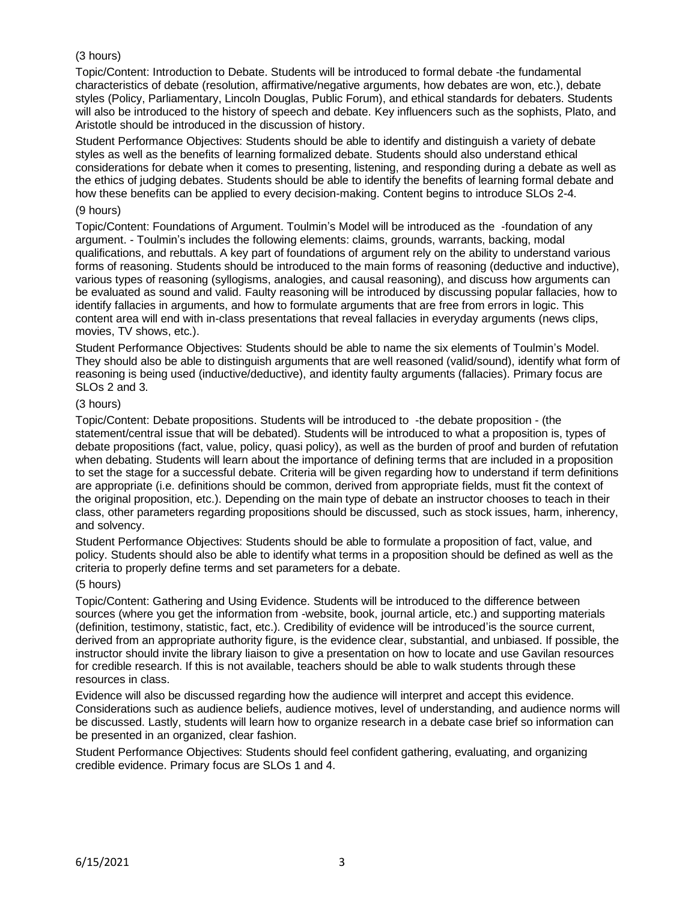(3 hours)

Topic/Content: Introduction to Debate. Students will be introduced to formal debate -the fundamental characteristics of debate (resolution, affirmative/negative arguments, how debates are won, etc.), debate styles (Policy, Parliamentary, Lincoln Douglas, Public Forum), and ethical standards for debaters. Students will also be introduced to the history of speech and debate. Key influencers such as the sophists, Plato, and Aristotle should be introduced in the discussion of history.

Student Performance Objectives: Students should be able to identify and distinguish a variety of debate styles as well as the benefits of learning formalized debate. Students should also understand ethical considerations for debate when it comes to presenting, listening, and responding during a debate as well as the ethics of judging debates. Students should be able to identify the benefits of learning formal debate and how these benefits can be applied to every decision-making. Content begins to introduce SLOs 2-4.

(9 hours)

Topic/Content: Foundations of Argument. Toulmin's Model will be introduced as the -foundation of any argument. - Toulmin's includes the following elements: claims, grounds, warrants, backing, modal qualifications, and rebuttals. A key part of foundations of argument rely on the ability to understand various forms of reasoning. Students should be introduced to the main forms of reasoning (deductive and inductive), various types of reasoning (syllogisms, analogies, and causal reasoning), and discuss how arguments can be evaluated as sound and valid. Faulty reasoning will be introduced by discussing popular fallacies, how to identify fallacies in arguments, and how to formulate arguments that are free from errors in logic. This content area will end with in-class presentations that reveal fallacies in everyday arguments (news clips, movies, TV shows, etc.).

Student Performance Objectives: Students should be able to name the six elements of Toulmin's Model. They should also be able to distinguish arguments that are well reasoned (valid/sound), identify what form of reasoning is being used (inductive/deductive), and identity faulty arguments (fallacies). Primary focus are SLOs 2 and 3.

(3 hours)

Topic/Content: Debate propositions. Students will be introduced to -the debate proposition - (the statement/central issue that will be debated). Students will be introduced to what a proposition is, types of debate propositions (fact, value, policy, quasi policy), as well as the burden of proof and burden of refutation when debating. Students will learn about the importance of defining terms that are included in a proposition to set the stage for a successful debate. Criteria will be given regarding how to understand if term definitions are appropriate (i.e. definitions should be common, derived from appropriate fields, must fit the context of the original proposition, etc.). Depending on the main type of debate an instructor chooses to teach in their class, other parameters regarding propositions should be discussed, such as stock issues, harm, inherency, and solvency.

Student Performance Objectives: Students should be able to formulate a proposition of fact, value, and policy. Students should also be able to identify what terms in a proposition should be defined as well as the criteria to properly define terms and set parameters for a debate.

(5 hours)

Topic/Content: Gathering and Using Evidence. Students will be introduced to the difference between sources (where you get the information from -website, book, journal article, etc.) and supporting materials (definition, testimony, statistic, fact, etc.). Credibility of evidence will be introduced'is the source current, derived from an appropriate authority figure, is the evidence clear, substantial, and unbiased. If possible, the instructor should invite the library liaison to give a presentation on how to locate and use Gavilan resources for credible research. If this is not available, teachers should be able to walk students through these resources in class.

Evidence will also be discussed regarding how the audience will interpret and accept this evidence. Considerations such as audience beliefs, audience motives, level of understanding, and audience norms will be discussed. Lastly, students will learn how to organize research in a debate case brief so information can be presented in an organized, clear fashion.

Student Performance Objectives: Students should feel confident gathering, evaluating, and organizing credible evidence. Primary focus are SLOs 1 and 4.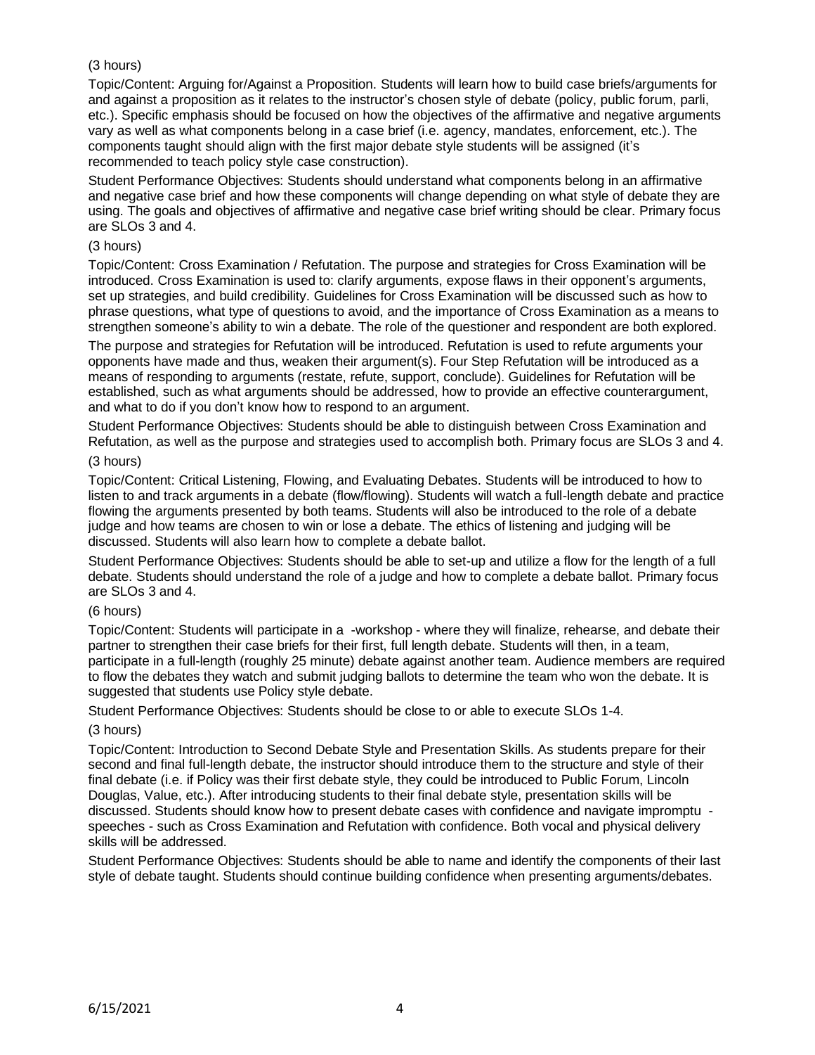(3 hours)

Topic/Content: Arguing for/Against a Proposition. Students will learn how to build case briefs/arguments for and against a proposition as it relates to the instructor's chosen style of debate (policy, public forum, parli, etc.). Specific emphasis should be focused on how the objectives of the affirmative and negative arguments vary as well as what components belong in a case brief (i.e. agency, mandates, enforcement, etc.). The components taught should align with the first major debate style students will be assigned (it's recommended to teach policy style case construction).

Student Performance Objectives: Students should understand what components belong in an affirmative and negative case brief and how these components will change depending on what style of debate they are using. The goals and objectives of affirmative and negative case brief writing should be clear. Primary focus are SLOs 3 and 4.

(3 hours)

Topic/Content: Cross Examination / Refutation. The purpose and strategies for Cross Examination will be introduced. Cross Examination is used to: clarify arguments, expose flaws in their opponent's arguments, set up strategies, and build credibility. Guidelines for Cross Examination will be discussed such as how to phrase questions, what type of questions to avoid, and the importance of Cross Examination as a means to strengthen someone's ability to win a debate. The role of the questioner and respondent are both explored.

The purpose and strategies for Refutation will be introduced. Refutation is used to refute arguments your opponents have made and thus, weaken their argument(s). Four Step Refutation will be introduced as a means of responding to arguments (restate, refute, support, conclude). Guidelines for Refutation will be established, such as what arguments should be addressed, how to provide an effective counterargument, and what to do if you don't know how to respond to an argument.

Student Performance Objectives: Students should be able to distinguish between Cross Examination and Refutation, as well as the purpose and strategies used to accomplish both. Primary focus are SLOs 3 and 4.

(3 hours)

Topic/Content: Critical Listening, Flowing, and Evaluating Debates. Students will be introduced to how to listen to and track arguments in a debate (flow/flowing). Students will watch a full-length debate and practice flowing the arguments presented by both teams. Students will also be introduced to the role of a debate judge and how teams are chosen to win or lose a debate. The ethics of listening and judging will be discussed. Students will also learn how to complete a debate ballot.

Student Performance Objectives: Students should be able to set-up and utilize a flow for the length of a full debate. Students should understand the role of a judge and how to complete a debate ballot. Primary focus are SLOs 3 and 4.

(6 hours)

Topic/Content: Students will participate in a -workshop - where they will finalize, rehearse, and debate their partner to strengthen their case briefs for their first, full length debate. Students will then, in a team, participate in a full-length (roughly 25 minute) debate against another team. Audience members are required to flow the debates they watch and submit judging ballots to determine the team who won the debate. It is suggested that students use Policy style debate.

Student Performance Objectives: Students should be close to or able to execute SLOs 1-4.

(3 hours)

Topic/Content: Introduction to Second Debate Style and Presentation Skills. As students prepare for their second and final full-length debate, the instructor should introduce them to the structure and style of their final debate (i.e. if Policy was their first debate style, they could be introduced to Public Forum, Lincoln Douglas, Value, etc.). After introducing students to their final debate style, presentation skills will be discussed. Students should know how to present debate cases with confidence and navigate impromptu - speeches - such as Cross Examination and Refutation with confidence. Both vocal and physical delivery skills will be addressed.

Student Performance Objectives: Students should be able to name and identify the components of their last style of debate taught. Students should continue building confidence when presenting arguments/debates.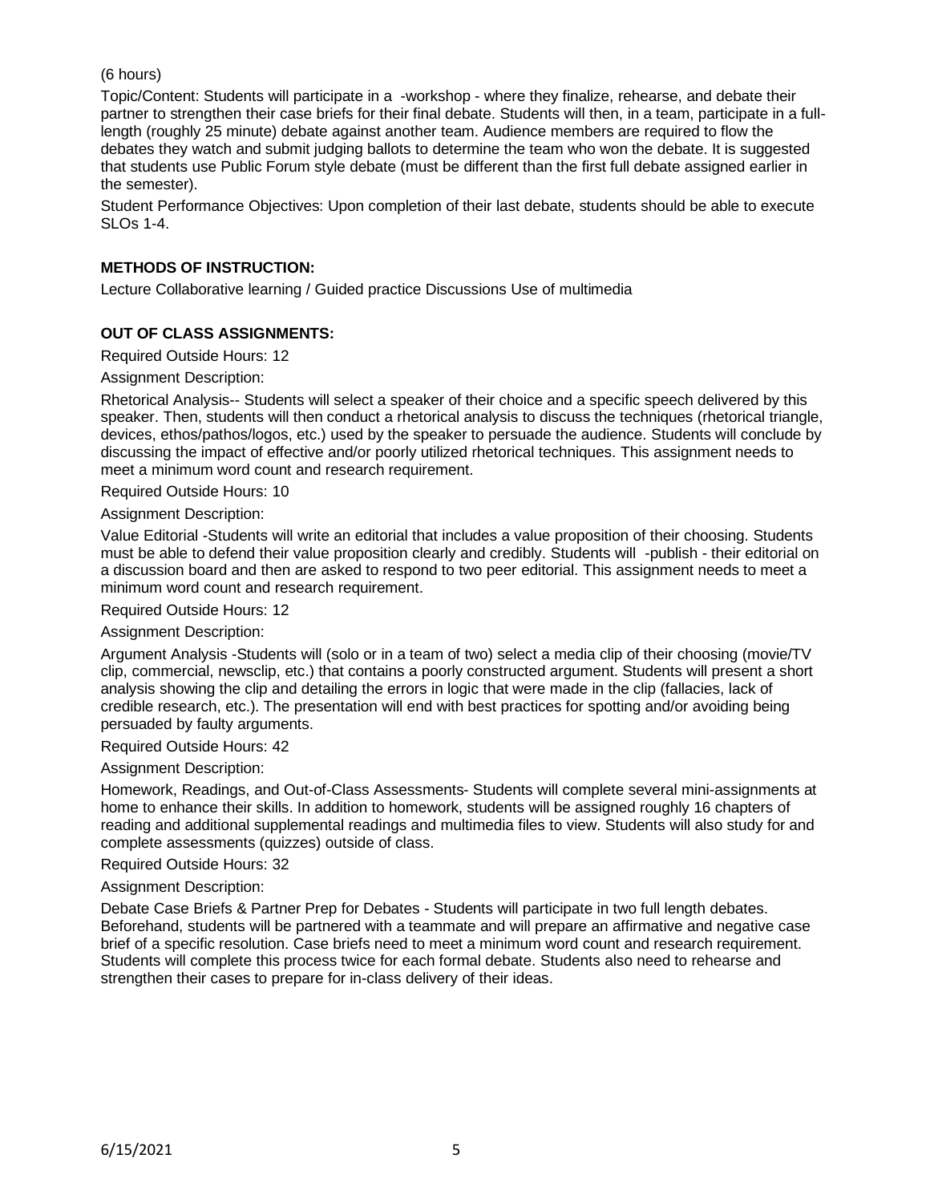(6 hours)

Topic/Content: Students will participate in a -workshop - where they finalize, rehearse, and debate their partner to strengthen their case briefs for their final debate. Students will then, in a team, participate in a full-length (roughly 25 minute) debate against another team. Audience members are required to flow the debates they watch and submit judging ballots to determine the team who won the debate. It is suggested that students use Public Forum style debate (must be different than the first full debate assigned earlier in the semester).

Student Performance Objectives: Upon completion of their last debate, students should be able to execute SLOs 1-4.

## METHODS OF INSTRUCTION:

Lecture Collaborative learning / Guided practice Discussions Use of multimedia

## OUT OF CLASS ASSIGNMENTS:

Required Outside Hours: 12

Assignment Description:

Rhetorical Analysis-- Students will select a speaker of their choice and a specific speech delivered by this speaker. Then, students will then conduct a rhetorical analysis to discuss the techniques (rhetorical triangle, devices, ethos/pathos/logos, etc.) used by the speaker to persuade the audience. Students will conclude by discussing the impact of effective and/or poorly utilized rhetorical techniques. This assignment needs to meet a minimum word count and research requirement.

Required Outside Hours: 10

Assignment Description:

Value Editorial -Students will write an editorial that includes a value proposition of their choosing. Students must be able to defend their value proposition clearly and credibly. Students will -publish - their editorial on a discussion board and then are asked to respond to two peer editorial. This assignment needs to meet a minimum word count and research requirement.

Required Outside Hours: 12

Assignment Description:

Argument Analysis -Students will (solo or in a team of two) select a media clip of their choosing (movie/TV clip, commercial, newsclip, etc.) that contains a poorly constructed argument. Students will present a short analysis showing the clip and detailing the errors in logic that were made in the clip (fallacies, lack of credible research, etc.). The presentation will end with best practices for spotting and/or avoiding being persuaded by faulty arguments.

Required Outside Hours: 42

Assignment Description:

Homework, Readings, and Out-of-Class Assessments- Students will complete several mini-assignments at home to enhance their skills. In addition to homework, students will be assigned roughly 16 chapters of reading and additional supplemental readings and multimedia files to view. Students will also study for and complete assessments (quizzes) outside of class.

Required Outside Hours: 32

Assignment Description:

Debate Case Briefs & Partner Prep for Debates - Students will participate in two full length debates. Beforehand, students will be partnered with a teammate and will prepare an affirmative and negative case brief of a specific resolution. Case briefs need to meet a minimum word count and research requirement. Students will complete this process twice for each formal debate. Students also need to rehearse and strengthen their cases to prepare for in-class delivery of their ideas.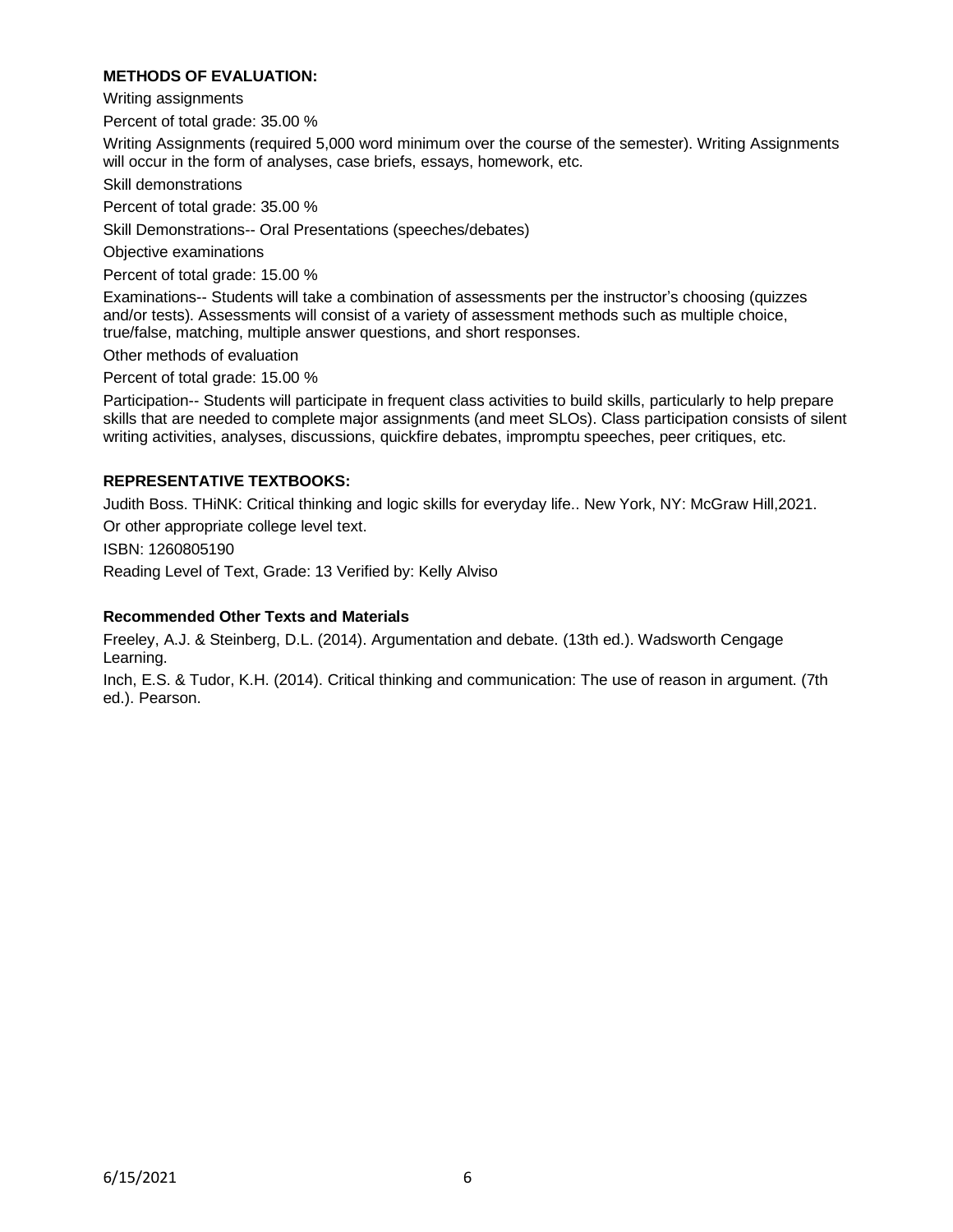## METHODS OF EVALUATION:

Writing assignments

Percent of total grade: 35.00 %

Writing Assignments (required 5,000 word minimum over the course of the semester). Writing Assignments will occur in the form of analyses, case briefs, essays, homework, etc.

Skill demonstrations

Percent of total grade: 35.00 %

Skill Demonstrations-- Oral Presentations (speeches/debates)

Objective examinations

Percent of total grade: 15.00 %

Examinations-- Students will take a combination of assessments per the instructor's choosing (quizzes and/or tests). Assessments will consist of a variety of assessment methods such as multiple choice, true/false, matching, multiple answer questions, and short responses.

Other methods of evaluation

Percent of total grade: 15.00 %

Participation-- Students will participate in frequent class activities to build skills, particularly to help prepare skills that are needed to complete major assignments (and meet SLOs). Class participation consists of silent writing activities, analyses, discussions, quickfire debates, impromptu speeches, peer critiques, etc.

## REPRESENTATIVE TEXTBOOKS:

Judith Boss. THiNK: Critical thinking and logic skills for everyday life.. New York, NY: McGraw Hill,2021.

Or other appropriate college level text.

ISBN: 1260805190

Reading Level of Text, Grade: 13 Verified by: Kelly Alviso

### Recommended Other Texts and Materials

Freeley, A.J. & Steinberg, D.L. (2014). Argumentation and debate. (13th ed.). Wadsworth Cengage Learning.

Inch, E.S. & Tudor, K.H. (2014). Critical thinking and communication: The use of reason in argument. (7th ed.). Pearson.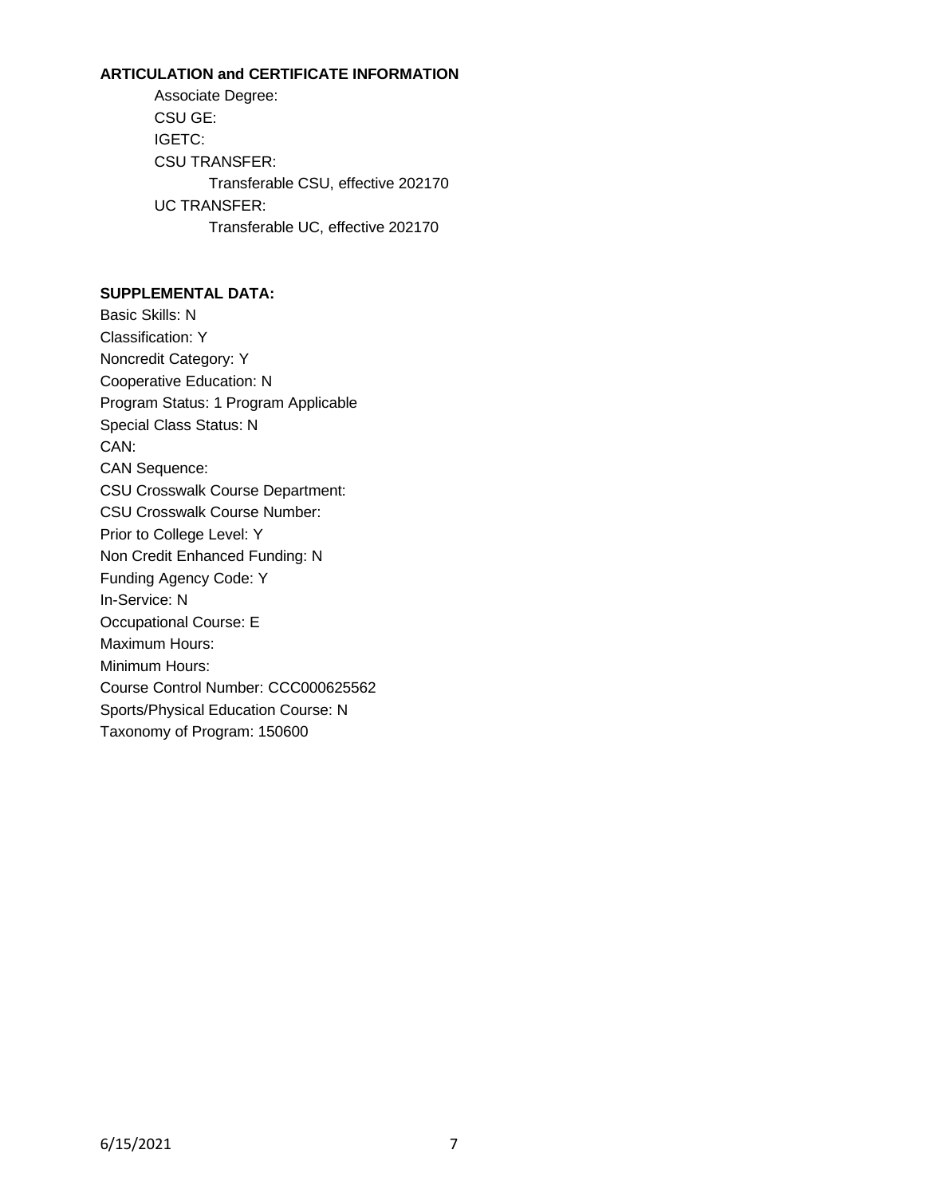**ARTICULATION and CERTIFICATE INFORMATION**

Associate Degree:
CSU GE:
IGETC:
CSU TRANSFER:
Transferable CSU, effective 202170
UC TRANSFER:
Transferable UC, effective 202170

**SUPPLEMENTAL DATA:**

Basic Skills: N
Classification: Y
Noncredit Category: Y
Cooperative Education: N
Program Status: 1 Program Applicable
Special Class Status: N
CAN:
CAN Sequence:
CSU Crosswalk Course Department:
CSU Crosswalk Course Number:
Prior to College Level: Y
Non Credit Enhanced Funding: N
Funding Agency Code: Y
In-Service: N
Occupational Course: E
Maximum Hours:
Minimum Hours:
Course Control Number: CCC000625562
Sports/Physical Education Course: N
Taxonomy of Program: 150600